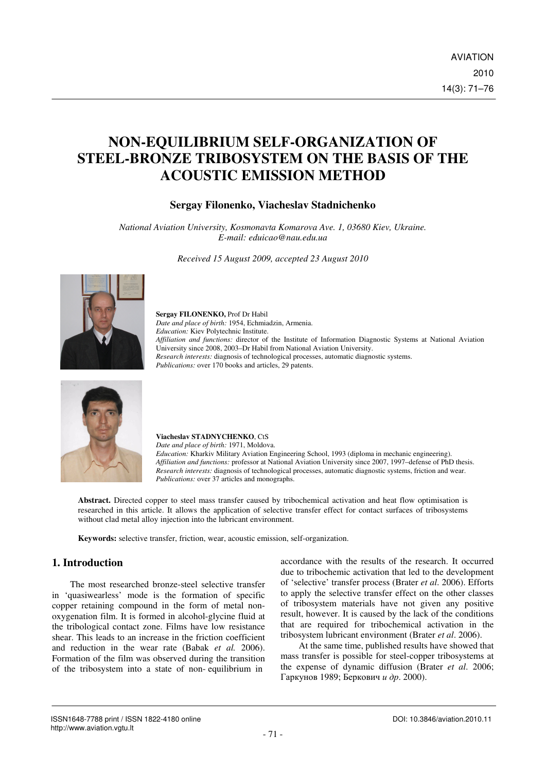# NON-EQUILIBRIUM SELF-ORGANIZATION OF STEEL-BRONZE TRIBOSYSTEM ON THE BASIS OF THE ACOUSTIC EMISSION METHOD

**Sergay Filonenko, Viacheslav Stadnichenko**

*National Aviation University, Kosmonavta Komarova Ave. 1, 03680 Kiev, Ukraine.*
*E-mail: eduicao@nau.edu.ua*

*Received 15 August 2009, accepted 23 August 2010*

**Sergay FILONENKO,** Prof Dr Habil
*Date and place of birth:* 1954, Echmiadzin, Armenia.
*Education:* Kiev Polytechnic Institute.
*Affiliation and functions:* director of the Institute of Information Diagnostic Systems at National Aviation University since 2008, 2003–Dr Habil from National Aviation University.
*Research interests:* diagnosis of technological processes, automatic diagnostic systems.
*Publications:* over 170 books and articles, 29 patents.

**Viacheslav STADNYCHENKO**, CtS
*Date and place of birth:* 1971, Moldova.
*Education:* Kharkiv Military Aviation Engineering School, 1993 (diploma in mechanic engineering).
*Affiliation and functions:* professor at National Aviation University since 2007, 1997–defense of PhD thesis.
*Research interests:* diagnosis of technological processes, automatic diagnostic systems, friction and wear.
*Publications:* over 37 articles and monographs.

**Abstract.** Directed copper to steel mass transfer caused by tribochemical activation and heat flow optimisation is researched in this article. It allows the application of selective transfer effect for contact surfaces of tribosystems without clad metal alloy injection into the lubricant environment.

**Keywords:** selective transfer, friction, wear, acoustic emission, self-organization.

## 1. Introduction

The most researched bronze-steel selective transfer in 'quasiwearless' mode is the formation of specific copper retaining compound in the form of metal non-oxygenation film. It is formed in alcohol-glycine fluid at the tribological contact zone. Films have low resistance shear. This leads to an increase in the friction coefficient and reduction in the wear rate (Babak *et al.* 2006). Formation of the film was observed during the transition of the tribosystem into a state of non- equilibrium in accordance with the results of the research. It occurred due to tribochemic activation that led to the development of 'selective' transfer process (Brater *et al*. 2006). Efforts to apply the selective transfer effect on the other classes of tribosystem materials have not given any positive result, however. It is caused by the lack of the conditions that are required for tribochemical activation in the tribosystem lubricant environment (Brater *et al*. 2006).

At the same time, published results have showed that mass transfer is possible for steel-copper tribosystems at the expense of dynamic diffusion (Brater *et al*. 2006; Гаркунов 1989; Беркович *и др*. 2000).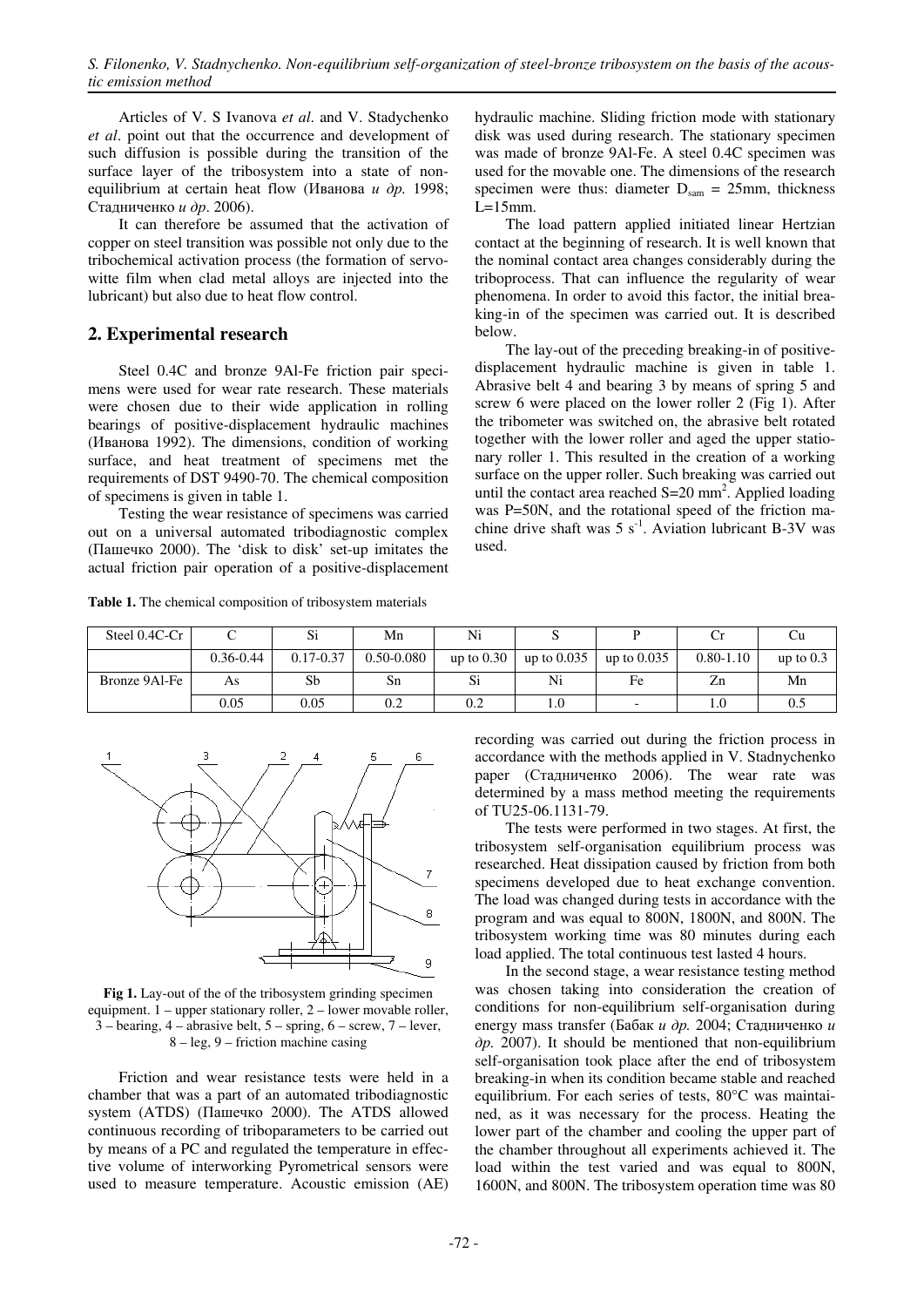Articles of V. S Ivanova *et al*. and V. Stadychenko *et al*. point out that the occurrence and development of such diffusion is possible during the transition of the surface layer of the tribosystem into a state of non-equilibrium at certain heat flow (Иванова *и др.* 1998; Стадниченко *и др*. 2006).

It can therefore be assumed that the activation of copper on steel transition was possible not only due to the tribochemical activation process (the formation of servo-witte film when clad metal alloys are injected into the lubricant) but also due to heat flow control.

## 2. Experimental research

Steel 0.4C and bronze 9Al-Fe friction pair specimens were used for wear rate research. These materials were chosen due to their wide application in rolling bearings of positive-displacement hydraulic machines (Иванова 1992). The dimensions, condition of working surface, and heat treatment of specimens met the requirements of DST 9490-70. The chemical composition of specimens is given in table 1.

Testing the wear resistance of specimens was carried out on a universal automated tribodiagnostic complex (Пашечко 2000). The 'disk to disk' set-up imitates the actual friction pair operation of a positive-displacement hydraulic machine. Sliding friction mode with stationary disk was used during research. The stationary specimen was made of bronze 9Al-Fe. A steel 0.4C specimen was used for the movable one. The dimensions of the research specimen were thus: diameter $D_{sam}$ = 25mm, thickness L=15mm.

The load pattern applied initiated linear Hertzian contact at the beginning of research. It is well known that the nominal contact area changes considerably during the triboprocess. That can influence the regularity of wear phenomena. In order to avoid this factor, the initial breaking-in of the specimen was carried out. It is described below.

The lay-out of the preceding breaking-in of positive-displacement hydraulic machine is given in table 1. Abrasive belt 4 and bearing 3 by means of spring 5 and screw 6 were placed on the lower roller 2 (Fig 1). After the tribometer was switched on, the abrasive belt rotated together with the lower roller and aged the upper stationary roller 1. This resulted in the creation of a working surface on the upper roller. Such breaking was carried out until the contact area reached S=20 mm$^2$. Applied loading was P=50N, and the rotational speed of the friction machine drive shaft was 5 s$^{-1}$. Aviation lubricant B-3V was used.

**Table 1.** The chemical composition of tribosystem materials

| Steel 0.4C-Cr | C | Si | Mn | Ni | S | P | Cr | Cu |
|---|---|---|---|---|---|---|---|---|
| | 0.36-0.44 | 0.17-0.37 | 0.50-0.080 | up to 0.30 | up to 0.035 | up to 0.035 | 0.80-1.10 | up to 0.3 |
| Bronze 9Al-Fe | As | Sb | Sn | Si | Ni | Fe | Zn | Mn |
| | 0.05 | 0.05 | 0.2 | 0.2 | 1.0 | - | 1.0 | 0.5 |

**Fig 1.** Lay-out of the of the tribosystem grinding specimen equipment. 1 – upper stationary roller, 2 – lower movable roller, 3 – bearing, 4 – abrasive belt, 5 – spring, 6 – screw, 7 – lever, 8 – leg, 9 – friction machine casing

Friction and wear resistance tests were held in a chamber that was a part of an automated tribodiagnostic system (ATDS) (Пашечко 2000). The ATDS allowed continuous recording of triboparameters to be carried out by means of a PC and regulated the temperature in effective volume of interworking Pyrometrical sensors were used to measure temperature. Acoustic emission (AE) recording was carried out during the friction process in accordance with the methods applied in V. Stadnychenko paper (Стадниченко 2006). The wear rate was determined by a mass method meeting the requirements of TU25-06.1131-79.

The tests were performed in two stages. At first, the tribosystem self-organisation equilibrium process was researched. Heat dissipation caused by friction from both specimens developed due to heat exchange convention. The load was changed during tests in accordance with the program and was equal to 800N, 1800N, and 800N. The tribosystem working time was 80 minutes during each load applied. The total continuous test lasted 4 hours.

In the second stage, a wear resistance testing method was chosen taking into consideration the creation of conditions for non-equilibrium self-organisation during energy mass transfer (Бабак *и др.* 2004; Стадниченко *и др.* 2007). It should be mentioned that non-equilibrium self-organisation took place after the end of tribosystem breaking-in when its condition became stable and reached equilibrium. For each series of tests, 80°C was maintained, as it was necessary for the process. Heating the lower part of the chamber and cooling the upper part of the chamber throughout all experiments achieved it. The load within the test varied and was equal to 800N, 1600N, and 800N. The tribosystem operation time was 80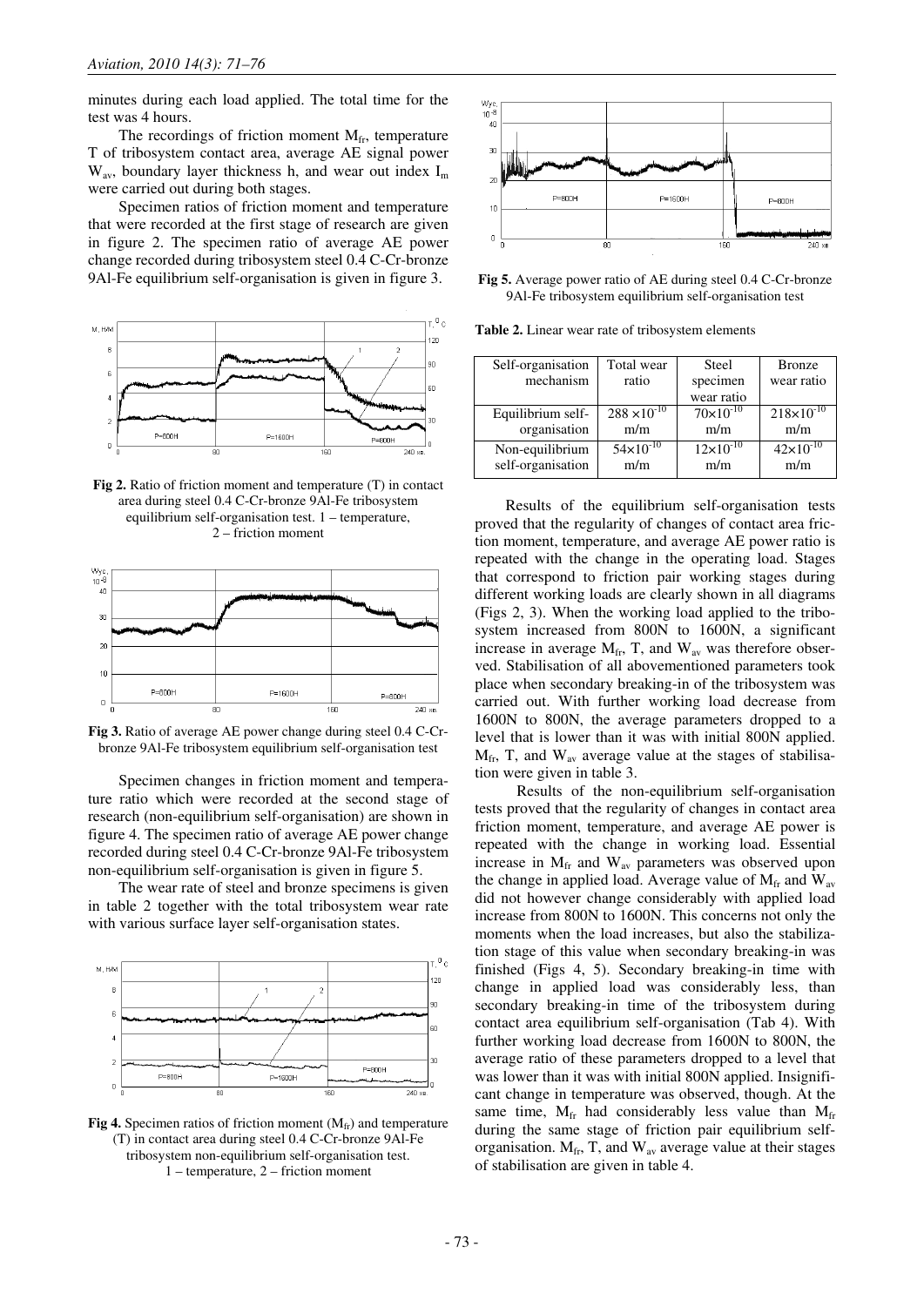minutes during each load applied. The total time for the test was 4 hours.

The recordings of friction moment $M_{fr}$, temperature T of tribosystem contact area, average AE signal power $W_{av}$, boundary layer thickness h, and wear out index $I_m$ were carried out during both stages.

Specimen ratios of friction moment and temperature that were recorded at the first stage of research are given in figure 2. The specimen ratio of average AE power change recorded during tribosystem steel 0.4 C-Cr-bronze 9Al-Fe equilibrium self-organisation is given in figure 3.

**Fig 2.** Ratio of friction moment and temperature (T) in contact area during steel 0.4 C-Cr-bronze 9Al-Fe tribosystem equilibrium self-organisation test. 1 – temperature, 2 – friction moment

**Fig 3.** Ratio of average AE power change during steel 0.4 C-Cr-bronze 9Al-Fe tribosystem equilibrium self-organisation test

Specimen changes in friction moment and temperature ratio which were recorded at the second stage of research (non-equilibrium self-organisation) are shown in figure 4. The specimen ratio of average AE power change recorded during steel 0.4 C-Cr-bronze 9Al-Fe tribosystem non-equilibrium self-organisation is given in figure 5.

The wear rate of steel and bronze specimens is given in table 2 together with the total tribosystem wear rate with various surface layer self-organisation states.

**Fig 4.** Specimen ratios of friction moment ($M_{fr}$) and temperature (T) in contact area during steel 0.4 C-Cr-bronze 9Al-Fe tribosystem non-equilibrium self-organisation test. 1 – temperature, 2 – friction moment

**Fig 5.** Average power ratio of AE during steel 0.4 C-Cr-bronze 9Al-Fe tribosystem equilibrium self-organisation test

**Table 2.** Linear wear rate of tribosystem elements

| Self-organisation mechanism | Total wear ratio | Steel specimen wear ratio | Bronze wear ratio |
|---|---|---|---|
| Equilibrium self-organisation | $288 \times 10^{-10}$ m/m | $70 \times 10^{-10}$ m/m | $218 \times 10^{-10}$ m/m |
| Non-equilibrium self-organisation | $54 \times 10^{-10}$ m/m | $12 \times 10^{-10}$ m/m | $42 \times 10^{-10}$ m/m |

Results of the equilibrium self-organisation tests proved that the regularity of changes of contact area friction moment, temperature, and average AE power ratio is repeated with the change in the operating load. Stages that correspond to friction pair working stages during different working loads are clearly shown in all diagrams (Figs 2, 3). When the working load applied to the tribosystem increased from 800N to 1600N, a significant increase in average $M_{fr}$, T, and $W_{av}$ was therefore observed. Stabilisation of all abovementioned parameters took place when secondary breaking-in of the tribosystem was carried out. With further working load decrease from 1600N to 800N, the average parameters dropped to a level that is lower than it was with initial 800N applied. $M_{fr}$, T, and $W_{av}$ average value at the stages of stabilisation were given in table 3.

Results of the non-equilibrium self-organisation tests proved that the regularity of changes in contact area friction moment, temperature, and average AE power is repeated with the change in working load. Essential increase in $M_{fr}$ and $W_{av}$ parameters was observed upon the change in applied load. Average value of $M_{fr}$ and $W_{av}$ did not however change considerably with applied load increase from 800N to 1600N. This concerns not only the moments when the load increases, but also the stabilization stage of this value when secondary breaking-in was finished (Figs 4, 5). Secondary breaking-in time with change in applied load was considerably less, than secondary breaking-in time of the tribosystem during contact area equilibrium self-organisation (Tab 4). With further working load decrease from 1600N to 800N, the average ratio of these parameters dropped to a level that was lower than it was with initial 800N applied. Insignificant change in temperature was observed, though. At the same time, $M_{fr}$ had considerably less value than $M_{fr}$ during the same stage of friction pair equilibrium self-organisation. $M_{fr}$, T, and $W_{av}$ average value at their stages of stabilisation are given in table 4.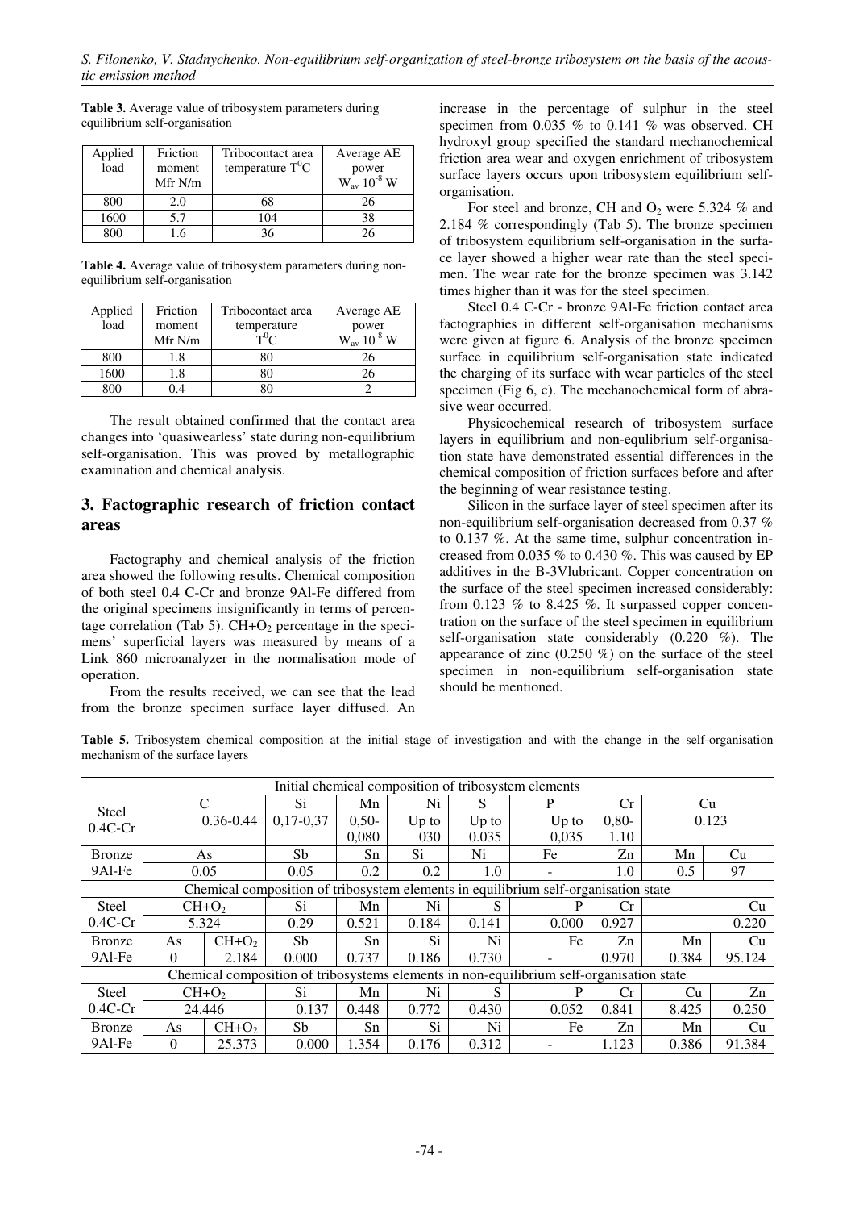**Table 3.** Average value of tribosystem parameters during equilibrium self-organisation

| Applied load | Friction moment Mfr N/m | Tribocontact area temperature $T^0C$ | Average AE power $W_{av}\ 10^{-8}$ W |
|---|---|---|---|
| 800 | 2.0 | 68 | 26 |
| 1600 | 5.7 | 104 | 38 |
| 800 | 1.6 | 36 | 26 |

**Table 4.** Average value of tribosystem parameters during non-equilibrium self-organisation

| Applied load | Friction moment Mfr N/m | Tribocontact area temperature $T^0C$ | Average AE power $W_{av}\ 10^{-8}$ W |
|---|---|---|---|
| 800 | 1.8 | 80 | 26 |
| 1600 | 1.8 | 80 | 26 |
| 800 | 0.4 | 80 | 2 |

The result obtained confirmed that the contact area changes into 'quasiwearless' state during non-equilibrium self-organisation. This was proved by metallographic examination and chemical analysis.

## 3. Factographic research of friction contact areas

Factography and chemical analysis of the friction area showed the following results. Chemical composition of both steel 0.4 C-Cr and bronze 9Al-Fe differed from the original specimens insignificantly in terms of percentage correlation (Tab 5). $CH+O_2$ percentage in the specimens' superficial layers was measured by means of a Link 860 microanalyzer in the normalisation mode of operation.

From the results received, we can see that the lead from the bronze specimen surface layer diffused. An increase in the percentage of sulphur in the steel specimen from 0.035 % to 0.141 % was observed. CH hydroxyl group specified the standard mechanochemical friction area wear and oxygen enrichment of tribosystem surface layers occurs upon tribosystem equilibrium self-organisation.

For steel and bronze, CH and $O_2$ were 5.324 % and 2.184 % correspondingly (Tab 5). The bronze specimen of tribosystem equilibrium self-organisation in the surface layer showed a higher wear rate than the steel specimen. The wear rate for the bronze specimen was 3.142 times higher than it was for the steel specimen.

Steel 0.4 C-Cr - bronze 9Al-Fe friction contact area factographies in different self-organisation mechanisms were given at figure 6. Analysis of the bronze specimen surface in equilibrium self-organisation state indicated the charging of its surface with wear particles of the steel specimen (Fig 6, c). The mechanochemical form of abrasive wear occurred.

Physicochemical research of tribosystem surface layers in equilibrium and non-equlibrium self-organisation state have demonstrated essential differences in the chemical composition of friction surfaces before and after the beginning of wear resistance testing.

Silicon in the surface layer of steel specimen after its non-equilibrium self-organisation decreased from 0.37 % to 0.137 %. At the same time, sulphur concentration increased from 0.035 % to 0.430 %. This was caused by EP additives in the B-3Vlubricant. Copper concentration on the surface of the steel specimen increased considerably: from 0.123 % to 8.425 %. It surpassed copper concentration on the surface of the steel specimen in equilibrium self-organisation state considerably (0.220 %). The appearance of zinc (0.250 %) on the surface of the steel specimen in non-equilibrium self-organisation state should be mentioned.

**Table 5.** Tribosystem chemical composition at the initial stage of investigation and with the change in the self-organisation mechanism of the surface layers

| Initial chemical composition of tribosystem elements | | | | | | | | | | |
|---|---|---|---|---|---|---|---|---|---|---|
| Steel 0.4C-Cr | C | | Si | Mn | Ni | S | P | Cr | Cu | |
| | 0.36-0.44 | | 0,17-0,37 | 0,50-0,080 | Up to 030 | Up to 0.035 | Up to 0,035 | 0,80-1.10 | 0.123 | |
| Bronze 9Al-Fe | As | | Sb | Sn | Si | Ni | Fe | Zn | Mn | Cu |
| | 0.05 | | 0.05 | 0.2 | 0.2 | 1.0 | - | 1.0 | 0.5 | 97 |
| **Chemical composition of tribosystem elements in equilibrium self-organisation state** | | | | | | | | | | |
| Steel 0.4C-Cr | $CH+O_2$ | | Si | Mn | Ni | S | P | Cr | | Cu |
| | 5.324 | | 0.29 | 0.521 | 0.184 | 0.141 | 0.000 | 0.927 | | 0.220 |
| Bronze 9Al-Fe | As | $CH+O_2$ | Sb | Sn | Si | Ni | Fe | Zn | Mn | Cu |
| | 0 | 2.184 | 0.000 | 0.737 | 0.186 | 0.730 | - | 0.970 | 0.384 | 95.124 |
| **Chemical composition of tribosystems elements in non-equilibrium self-organisation state** | | | | | | | | | | |
| Steel 0.4C-Cr | $CH+O_2$ | | Si | Mn | Ni | S | P | Cr | Cu | Zn |
| | 24.446 | | 0.137 | 0.448 | 0.772 | 0.430 | 0.052 | 0.841 | 8.425 | 0.250 |
| Bronze 9Al-Fe | As | $CH+O_2$ | Sb | Sn | Si | Ni | Fe | Zn | Mn | Cu |
| | 0 | 25.373 | 0.000 | 1.354 | 0.176 | 0.312 | - | 1.123 | 0.386 | 91.384 |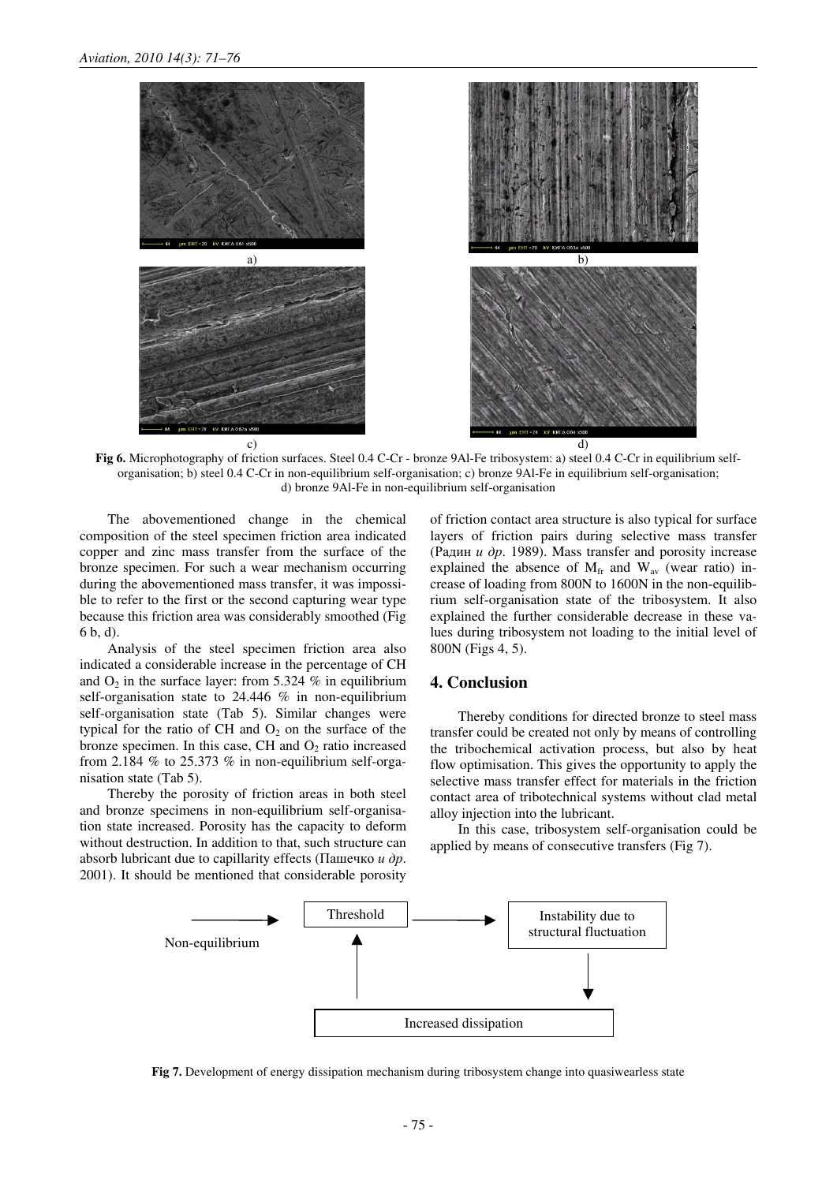a)

b)

c)

d)

**Fig 6.** Microphotography of friction surfaces. Steel 0.4 C-Cr - bronze 9Al-Fe tribosystem: a) steel 0.4 C-Cr in equilibrium self-organisation; b) steel 0.4 C-Cr in non-equilibrium self-organisation; c) bronze 9Al-Fe in equilibrium self-organisation; d) bronze 9Al-Fe in non-equilibrium self-organisation

The abovementioned change in the chemical composition of the steel specimen friction area indicated copper and zinc mass transfer from the surface of the bronze specimen. For such a wear mechanism occurring during the abovementioned mass transfer, it was impossible to refer to the first or the second capturing wear type because this friction area was considerably smoothed (Fig 6 b, d).

Analysis of the steel specimen friction area also indicated a considerable increase in the percentage of CH and $O_2$ in the surface layer: from 5.324 % in equilibrium self-organisation state to 24.446 % in non-equilibrium self-organisation state (Tab 5). Similar changes were typical for the ratio of CH and $O_2$ on the surface of the bronze specimen. In this case, CH and $O_2$ ratio increased from 2.184 % to 25.373 % in non-equilibrium self-organisation state (Tab 5).

Thereby the porosity of friction areas in both steel and bronze specimens in non-equilibrium self-organisation state increased. Porosity has the capacity to deform without destruction. In addition to that, such structure can absorb lubricant due to capillarity effects (Пашечко *и др*. 2001). It should be mentioned that considerable porosity of friction contact area structure is also typical for surface layers of friction pairs during selective mass transfer (Радин *и др*. 1989). Mass transfer and porosity increase explained the absence of $M_{fr}$ and $W_{av}$ (wear ratio) increase of loading from 800N to 1600N in the non-equilibrium self-organisation state of the tribosystem. It also explained the further considerable decrease in these values during tribosystem not loading to the initial level of 800N (Figs 4, 5).

## 4. Conclusion

Thereby conditions for directed bronze to steel mass transfer could be created not only by means of controlling the tribochemical activation process, but also by heat flow optimisation. This gives the opportunity to apply the selective mass transfer effect for materials in the friction contact area of tribotechnical systems without clad metal alloy injection into the lubricant.

In this case, tribosystem self-organisation could be applied by means of consecutive transfers (Fig 7).

Non-equilibrium → Threshold → Instability due to structural fluctuation → Increased dissipation → Threshold

**Fig 7.** Development of energy dissipation mechanism during tribosystem change into quasiwearless state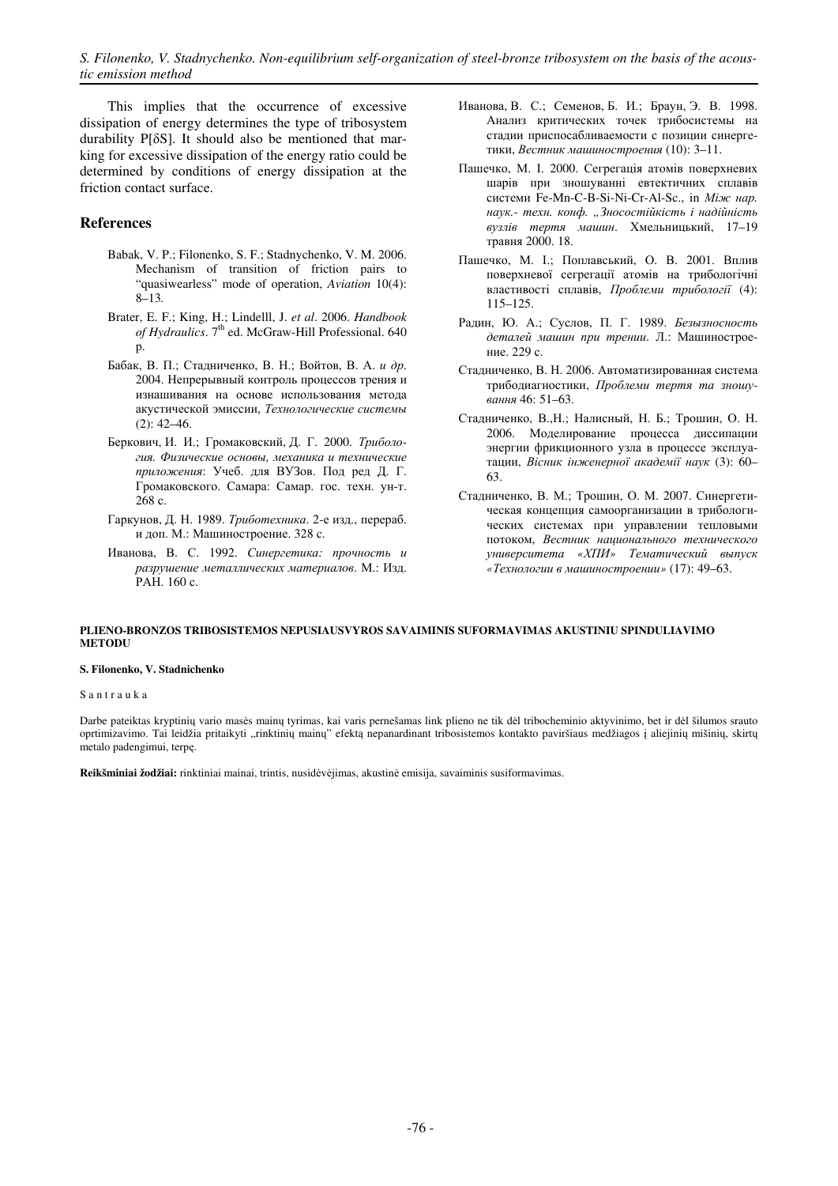This implies that the occurrence of excessive dissipation of energy determines the type of tribosystem durability P[δS]. It should also be mentioned that marking for excessive dissipation of the energy ratio could be determined by conditions of energy dissipation at the friction contact surface.

## References

Babak, V. P.; Filonenko, S. F.; Stadnychenko, V. M. 2006. Mechanism of transition of friction pairs to "quasiwearless" mode of operation, *Aviation* 10(4): 8–13.

Brater, E. F.; King, H.; Lindelll, J. *et al*. 2006. *Handbook of Hydraulics*. 7th ed. McGraw-Hill Professional. 640 p.

Бабак, В. П.; Стадниченко, В. Н.; Войтов, В. А. *и др*. 2004. Непрерывный контроль процессов трения и изнашивания на основе использования метода акустической эмиссии, *Технологические системы* (2): 42–46.

Беркович, И. И.; Громаковский, Д. Г. 2000. *Трибология. Физические основы, механика и технические приложения*: Учеб. для ВУЗов. Под ред Д. Г. Громаковского. Самара: Самар. гос. техн. ун-т. 268 с.

Гаркунов, Д. Н. 1989. *Триботехника*. 2-е изд., перераб. и доп. М.: Машиностроение. 328 с.

Иванова, В. С. 1992. *Синергетика: прочность и разрушение металлических материалов*. М.: Изд. РАН. 160 с.

Иванова, В. С.; Семенов, Б. И.; Браун, Э. В. 1998. Анализ критических точек трибосистемы на стадии приспосабливаемости с позиции синергетики, *Вестник машиностроения* (10): 3–11.

Пашечко, М. І. 2000. Сегрегація атомів поверхневих шарів при зношуванні евтектичних сплавів системи Fe-Mn-C-B-Si-Ni-Cr-Al-Sc., in *Між нар. наук.- техн. конф. „Зносостійкість і надійність вузлів тертя машин*. Хмельницький, 17–19 травня 2000. 18.

Пашечко, М. І.; Поплавський, О. В. 2001. Вплив поверхневої сегрегації атомів на трибологічні властивості сплавів, *Проблеми трибології* (4): 115–125.

Радин, Ю. А.; Суслов, П. Г. 1989. *Безызносность деталей машин при трении*. Л.: Машиностроение. 229 с.

Стадниченко, В. Н. 2006. Автоматизированная система трибодиагностики, *Проблеми тертя та зношування* 46: 51–63.

Стадниченко, В.,Н.; Налисный, Н. Б.; Трошин, О. Н. 2006. Моделирование процесса диссипации энергии фрикционного узла в процессе эксплуатации, *Вісник інженерної академії наук* (3): 60–63.

Стадниченко, В. М.; Трошин, О. М. 2007. Синергетическая концепция самоорганизации в трибологических системах при управлении тепловыми потоком, *Вестник национального технического университета «ХПИ» Тематический выпуск «Технологии в машиностроении»* (17): 49–63.

**PLIENO-BRONZOS TRIBOSISTEMOS NEPUSIAUSVYROS SAVAIMINIS SUFORMAVIMAS AKUSTINIU SPINDULIAVIMO METODU**

**S. Filonenko, V. Stadnichenko**

Santrauka

Darbe pateiktas kryptinių vario masės mainų tyrimas, kai varis pernešamas link plieno ne tik dėl tribocheminio aktyvinimo, bet ir dėl šilumos srauto oprtimizavimo. Tai leidžia pritaikyti „rinktinių mainų" efektą nepanardinant tribosistemos kontakto paviršiaus medžiagos į aliejinių mišinių, skirtų metalo padengimui, terpę.

**Reikšminiai žodžiai:** rinktiniai mainai, trintis, nusidėvėjimas, akustinė emisija, savaiminis susiformavimas.